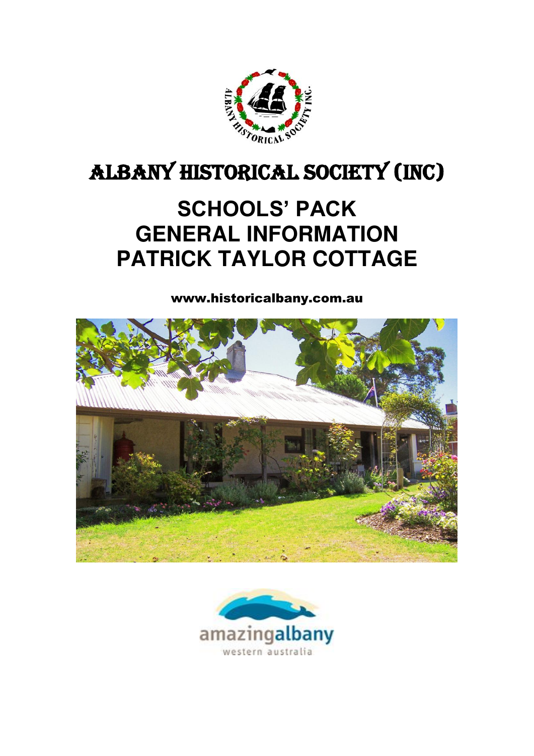# ALBANY HISTORICAL SOCIETY (INC)

## SCHOOLS' PACK
## GENERAL INFORMATION
## PATRICK TAYLOR COTTAGE

**www.historicalbany.com.au**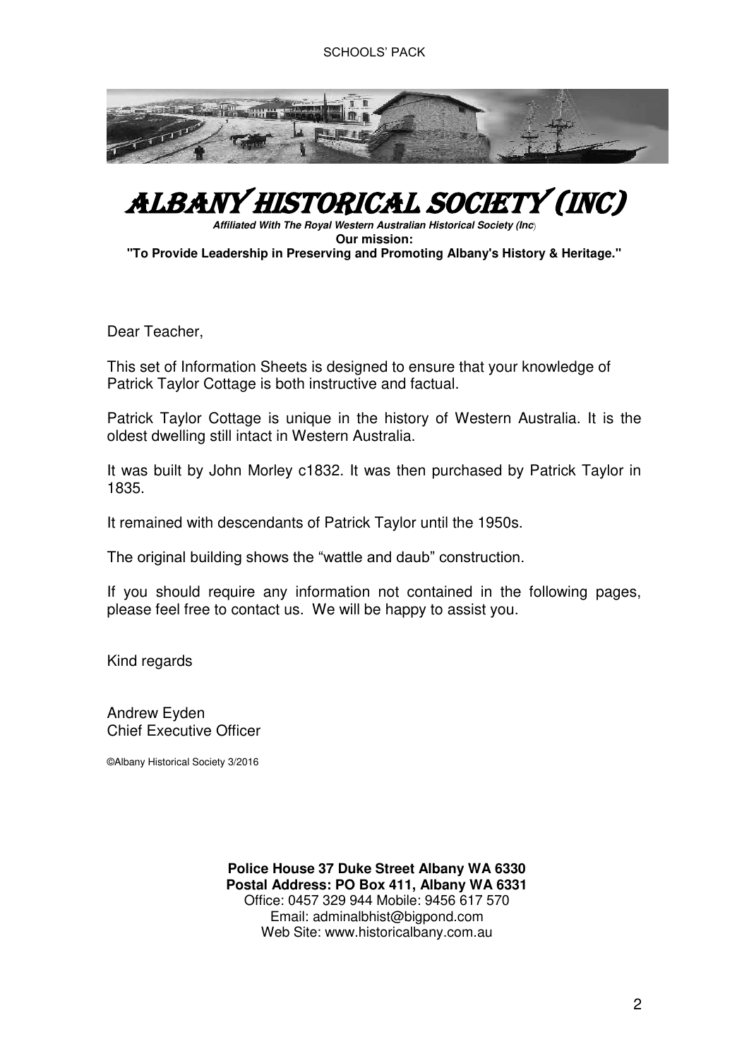# ALBANY HISTORICAL SOCIETY (INC)

***Affiliated With The Royal Western Australian Historical Society (Inc)***

**Our mission:**

**"To Provide Leadership in Preserving and Promoting Albany's History & Heritage."**

Dear Teacher,

This set of Information Sheets is designed to ensure that your knowledge of Patrick Taylor Cottage is both instructive and factual.

Patrick Taylor Cottage is unique in the history of Western Australia. It is the oldest dwelling still intact in Western Australia.

It was built by John Morley c1832. It was then purchased by Patrick Taylor in 1835.

It remained with descendants of Patrick Taylor until the 1950s.

The original building shows the "wattle and daub" construction.

If you should require any information not contained in the following pages, please feel free to contact us. We will be happy to assist you.

Kind regards

Andrew Eyden
Chief Executive Officer

©Albany Historical Society 3/2016

**Police House 37 Duke Street Albany WA 6330**
**Postal Address: PO Box 411, Albany WA 6331**
Office: 0457 329 944 Mobile: 9456 617 570
Email: adminalbhist@bigpond.com
Web Site: www.historicalbany.com.au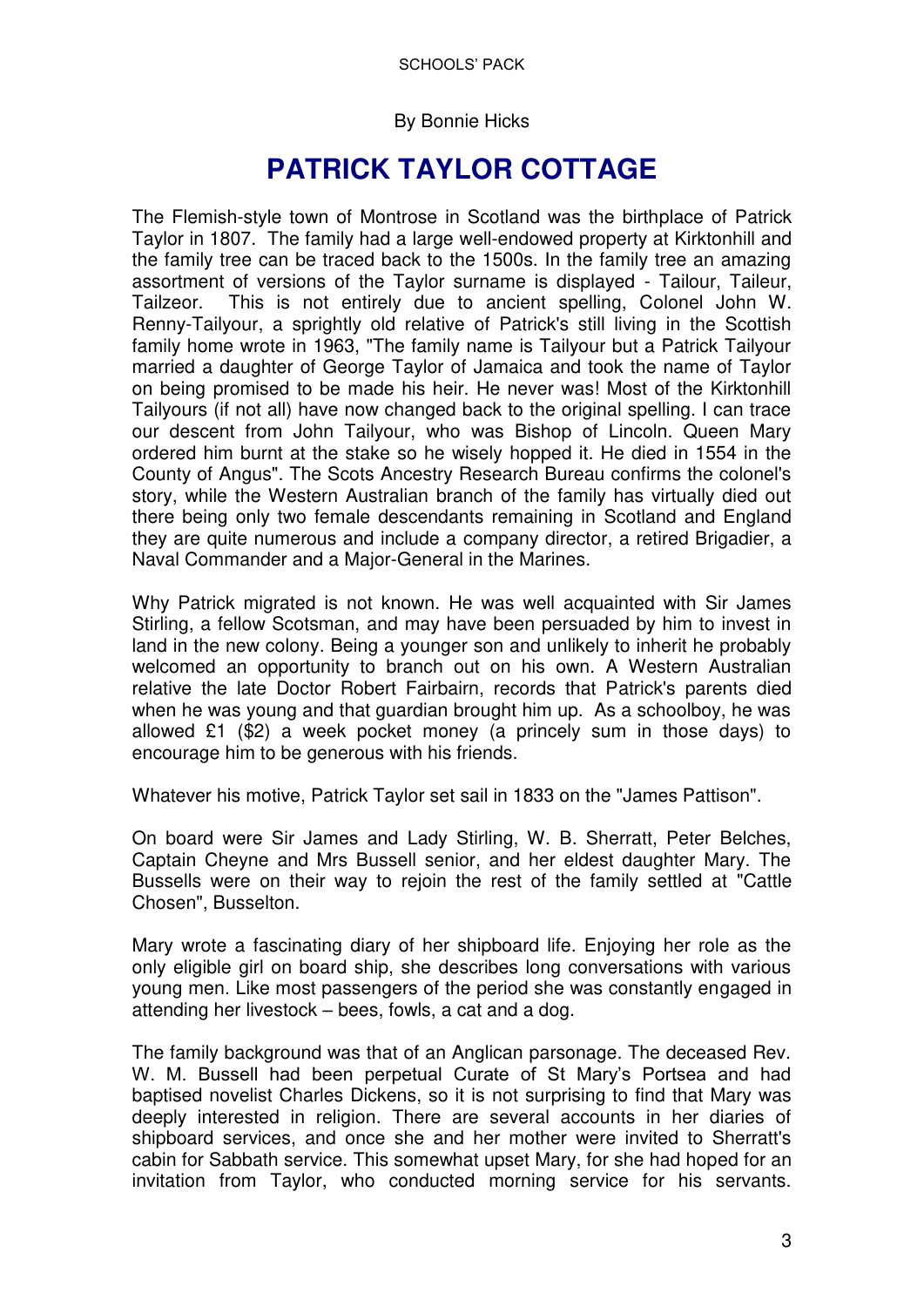By Bonnie Hicks

# PATRICK TAYLOR COTTAGE

The Flemish-style town of Montrose in Scotland was the birthplace of Patrick Taylor in 1807. The family had a large well-endowed property at Kirktonhill and the family tree can be traced back to the 1500s. In the family tree an amazing assortment of versions of the Taylor surname is displayed - Tailour, Taileur, Tailzeor. This is not entirely due to ancient spelling, Colonel John W. Renny-Tailyour, a sprightly old relative of Patrick's still living in the Scottish family home wrote in 1963, "The family name is Tailyour but a Patrick Tailyour married a daughter of George Taylor of Jamaica and took the name of Taylor on being promised to be made his heir. He never was! Most of the Kirktonhill Tailyours (if not all) have now changed back to the original spelling. I can trace our descent from John Tailyour, who was Bishop of Lincoln. Queen Mary ordered him burnt at the stake so he wisely hopped it. He died in 1554 in the County of Angus". The Scots Ancestry Research Bureau confirms the colonel's story, while the Western Australian branch of the family has virtually died out there being only two female descendants remaining in Scotland and England they are quite numerous and include a company director, a retired Brigadier, a Naval Commander and a Major-General in the Marines.

Why Patrick migrated is not known. He was well acquainted with Sir James Stirling, a fellow Scotsman, and may have been persuaded by him to invest in land in the new colony. Being a younger son and unlikely to inherit he probably welcomed an opportunity to branch out on his own. A Western Australian relative the late Doctor Robert Fairbairn, records that Patrick's parents died when he was young and that guardian brought him up. As a schoolboy, he was allowed £1 ($2) a week pocket money (a princely sum in those days) to encourage him to be generous with his friends.

Whatever his motive, Patrick Taylor set sail in 1833 on the "James Pattison".

On board were Sir James and Lady Stirling, W. B. Sherratt, Peter Belches, Captain Cheyne and Mrs Bussell senior, and her eldest daughter Mary. The Bussells were on their way to rejoin the rest of the family settled at "Cattle Chosen", Busselton.

Mary wrote a fascinating diary of her shipboard life. Enjoying her role as the only eligible girl on board ship, she describes long conversations with various young men. Like most passengers of the period she was constantly engaged in attending her livestock – bees, fowls, a cat and a dog.

The family background was that of an Anglican parsonage. The deceased Rev. W. M. Bussell had been perpetual Curate of St Mary's Portsea and had baptised novelist Charles Dickens, so it is not surprising to find that Mary was deeply interested in religion. There are several accounts in her diaries of shipboard services, and once she and her mother were invited to Sherratt's cabin for Sabbath service. This somewhat upset Mary, for she had hoped for an invitation from Taylor, who conducted morning service for his servants.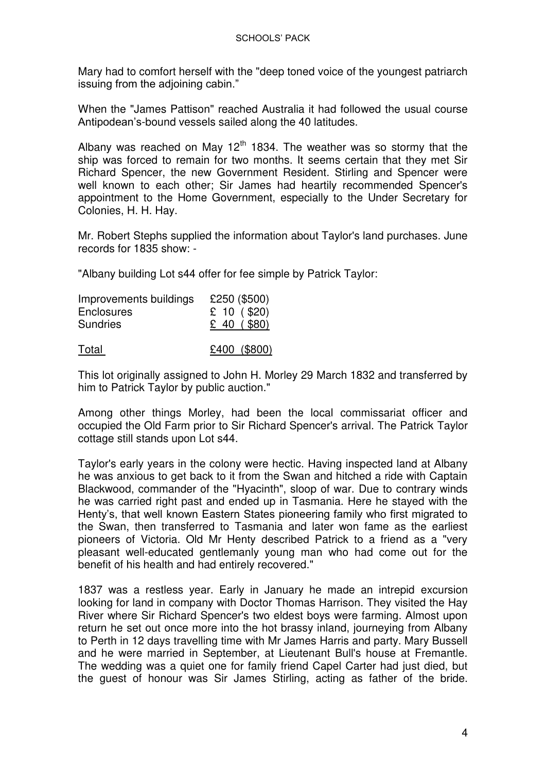Mary had to comfort herself with the "deep toned voice of the youngest patriarch issuing from the adjoining cabin."

When the "James Pattison" reached Australia it had followed the usual course Antipodean's-bound vessels sailed along the 40 latitudes.

Albany was reached on May 12th 1834. The weather was so stormy that the ship was forced to remain for two months. It seems certain that they met Sir Richard Spencer, the new Government Resident. Stirling and Spencer were well known to each other; Sir James had heartily recommended Spencer's appointment to the Home Government, especially to the Under Secretary for Colonies, H. H. Hay.

Mr. Robert Stephs supplied the information about Taylor's land purchases. June records for 1835 show: -

"Albany building Lot s44 offer for fee simple by Patrick Taylor:

| | |
|---|---|
| Improvements buildings | £250 ($500) |
| Enclosures | £ 10 ( $20) |
| Sundries | £ 40 ( $80) |
| Total | £400 ($800) |

This lot originally assigned to John H. Morley 29 March 1832 and transferred by him to Patrick Taylor by public auction."

Among other things Morley, had been the local commissariat officer and occupied the Old Farm prior to Sir Richard Spencer's arrival. The Patrick Taylor cottage still stands upon Lot s44.

Taylor's early years in the colony were hectic. Having inspected land at Albany he was anxious to get back to it from the Swan and hitched a ride with Captain Blackwood, commander of the "Hyacinth", sloop of war. Due to contrary winds he was carried right past and ended up in Tasmania. Here he stayed with the Henty's, that well known Eastern States pioneering family who first migrated to the Swan, then transferred to Tasmania and later won fame as the earliest pioneers of Victoria. Old Mr Henty described Patrick to a friend as a "very pleasant well-educated gentlemanly young man who had come out for the benefit of his health and had entirely recovered."

1837 was a restless year. Early in January he made an intrepid excursion looking for land in company with Doctor Thomas Harrison. They visited the Hay River where Sir Richard Spencer's two eldest boys were farming. Almost upon return he set out once more into the hot brassy inland, journeying from Albany to Perth in 12 days travelling time with Mr James Harris and party. Mary Bussell and he were married in September, at Lieutenant Bull's house at Fremantle. The wedding was a quiet one for family friend Capel Carter had just died, but the guest of honour was Sir James Stirling, acting as father of the bride.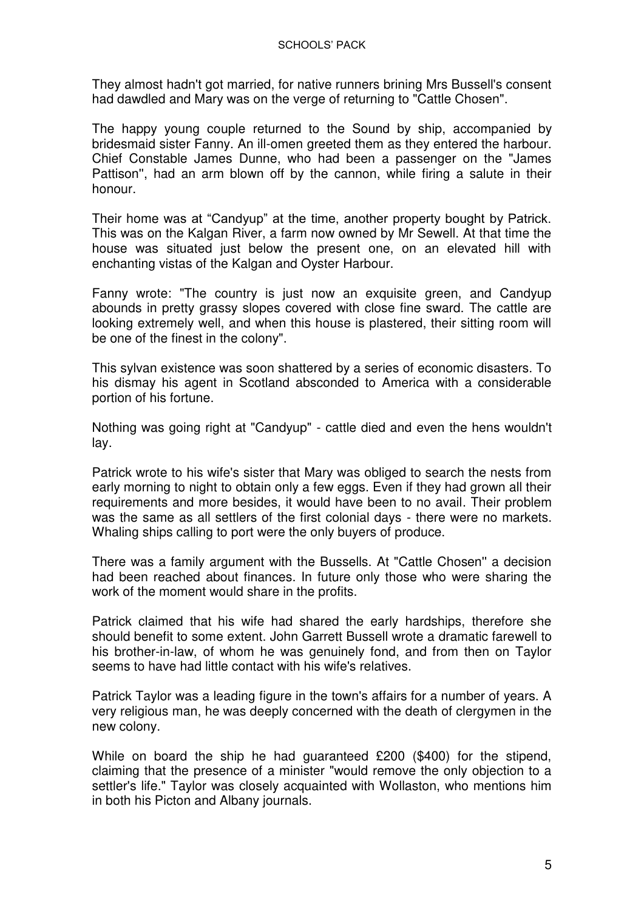They almost hadn't got married, for native runners brining Mrs Bussell's consent had dawdled and Mary was on the verge of returning to "Cattle Chosen".

The happy young couple returned to the Sound by ship, accompanied by bridesmaid sister Fanny. An ill-omen greeted them as they entered the harbour. Chief Constable James Dunne, who had been a passenger on the "James Pattison", had an arm blown off by the cannon, while firing a salute in their honour.

Their home was at "Candyup" at the time, another property bought by Patrick. This was on the Kalgan River, a farm now owned by Mr Sewell. At that time the house was situated just below the present one, on an elevated hill with enchanting vistas of the Kalgan and Oyster Harbour.

Fanny wrote: "The country is just now an exquisite green, and Candyup abounds in pretty grassy slopes covered with close fine sward. The cattle are looking extremely well, and when this house is plastered, their sitting room will be one of the finest in the colony".

This sylvan existence was soon shattered by a series of economic disasters. To his dismay his agent in Scotland absconded to America with a considerable portion of his fortune.

Nothing was going right at "Candyup" - cattle died and even the hens wouldn't lay.

Patrick wrote to his wife's sister that Mary was obliged to search the nests from early morning to night to obtain only a few eggs. Even if they had grown all their requirements and more besides, it would have been to no avail. Their problem was the same as all settlers of the first colonial days - there were no markets. Whaling ships calling to port were the only buyers of produce.

There was a family argument with the Bussells. At "Cattle Chosen" a decision had been reached about finances. In future only those who were sharing the work of the moment would share in the profits.

Patrick claimed that his wife had shared the early hardships, therefore she should benefit to some extent. John Garrett Bussell wrote a dramatic farewell to his brother-in-law, of whom he was genuinely fond, and from then on Taylor seems to have had little contact with his wife's relatives.

Patrick Taylor was a leading figure in the town's affairs for a number of years. A very religious man, he was deeply concerned with the death of clergymen in the new colony.

While on board the ship he had guaranteed £200 ($400) for the stipend, claiming that the presence of a minister "would remove the only objection to a settler's life." Taylor was closely acquainted with Wollaston, who mentions him in both his Picton and Albany journals.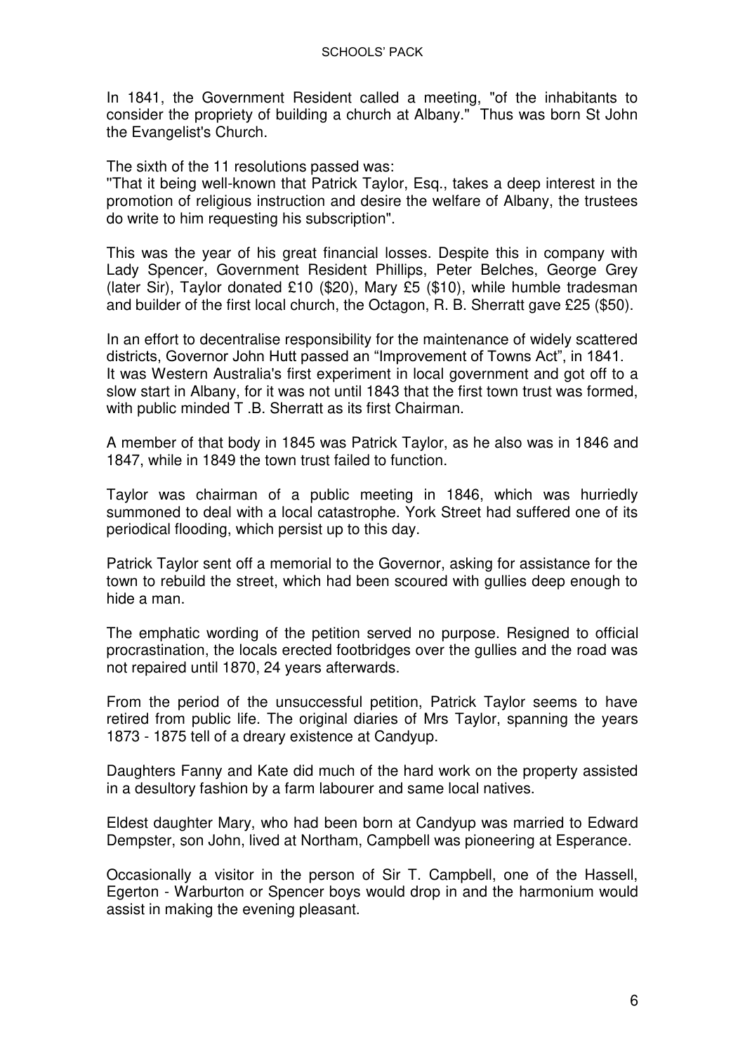In 1841, the Government Resident called a meeting, "of the inhabitants to consider the propriety of building a church at Albany." Thus was born St John the Evangelist's Church.

The sixth of the 11 resolutions passed was:
"That it being well-known that Patrick Taylor, Esq., takes a deep interest in the promotion of religious instruction and desire the welfare of Albany, the trustees do write to him requesting his subscription".

This was the year of his great financial losses. Despite this in company with Lady Spencer, Government Resident Phillips, Peter Belches, George Grey (later Sir), Taylor donated £10 ($20), Mary £5 ($10), while humble tradesman and builder of the first local church, the Octagon, R. B. Sherratt gave £25 ($50).

In an effort to decentralise responsibility for the maintenance of widely scattered districts, Governor John Hutt passed an "Improvement of Towns Act", in 1841.
It was Western Australia's first experiment in local government and got off to a slow start in Albany, for it was not until 1843 that the first town trust was formed, with public minded T .B. Sherratt as its first Chairman.

A member of that body in 1845 was Patrick Taylor, as he also was in 1846 and 1847, while in 1849 the town trust failed to function.

Taylor was chairman of a public meeting in 1846, which was hurriedly summoned to deal with a local catastrophe. York Street had suffered one of its periodical flooding, which persist up to this day.

Patrick Taylor sent off a memorial to the Governor, asking for assistance for the town to rebuild the street, which had been scoured with gullies deep enough to hide a man.

The emphatic wording of the petition served no purpose. Resigned to official procrastination, the locals erected footbridges over the gullies and the road was not repaired until 1870, 24 years afterwards.

From the period of the unsuccessful petition, Patrick Taylor seems to have retired from public life. The original diaries of Mrs Taylor, spanning the years 1873 - 1875 tell of a dreary existence at Candyup.

Daughters Fanny and Kate did much of the hard work on the property assisted in a desultory fashion by a farm labourer and same local natives.

Eldest daughter Mary, who had been born at Candyup was married to Edward Dempster, son John, lived at Northam, Campbell was pioneering at Esperance.

Occasionally a visitor in the person of Sir T. Campbell, one of the Hassell, Egerton - Warburton or Spencer boys would drop in and the harmonium would assist in making the evening pleasant.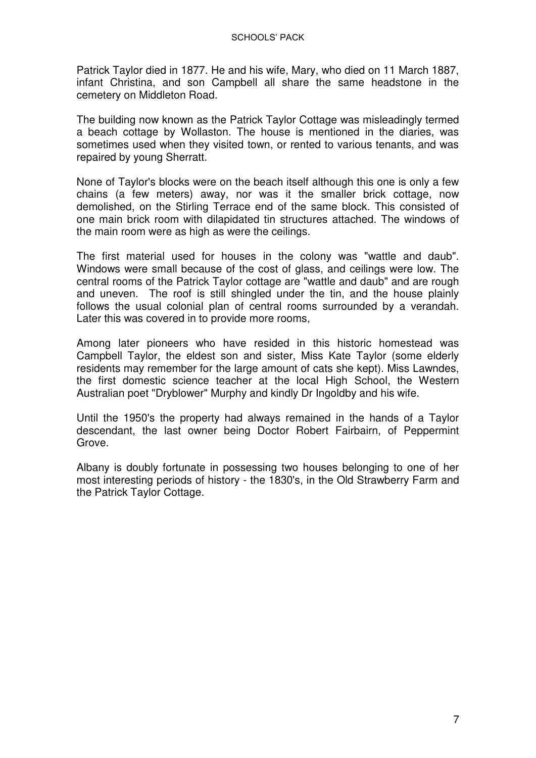Patrick Taylor died in 1877. He and his wife, Mary, who died on 11 March 1887, infant Christina, and son Campbell all share the same headstone in the cemetery on Middleton Road.

The building now known as the Patrick Taylor Cottage was misleadingly termed a beach cottage by Wollaston. The house is mentioned in the diaries, was sometimes used when they visited town, or rented to various tenants, and was repaired by young Sherratt.

None of Taylor's blocks were on the beach itself although this one is only a few chains (a few meters) away, nor was it the smaller brick cottage, now demolished, on the Stirling Terrace end of the same block. This consisted of one main brick room with dilapidated tin structures attached. The windows of the main room were as high as were the ceilings.

The first material used for houses in the colony was "wattle and daub". Windows were small because of the cost of glass, and ceilings were low. The central rooms of the Patrick Taylor cottage are "wattle and daub" and are rough and uneven. The roof is still shingled under the tin, and the house plainly follows the usual colonial plan of central rooms surrounded by a verandah. Later this was covered in to provide more rooms,

Among later pioneers who have resided in this historic homestead was Campbell Taylor, the eldest son and sister, Miss Kate Taylor (some elderly residents may remember for the large amount of cats she kept). Miss Lawndes, the first domestic science teacher at the local High School, the Western Australian poet "Dryblower" Murphy and kindly Dr Ingoldby and his wife.

Until the 1950's the property had always remained in the hands of a Taylor descendant, the last owner being Doctor Robert Fairbairn, of Peppermint Grove.

Albany is doubly fortunate in possessing two houses belonging to one of her most interesting periods of history - the 1830's, in the Old Strawberry Farm and the Patrick Taylor Cottage.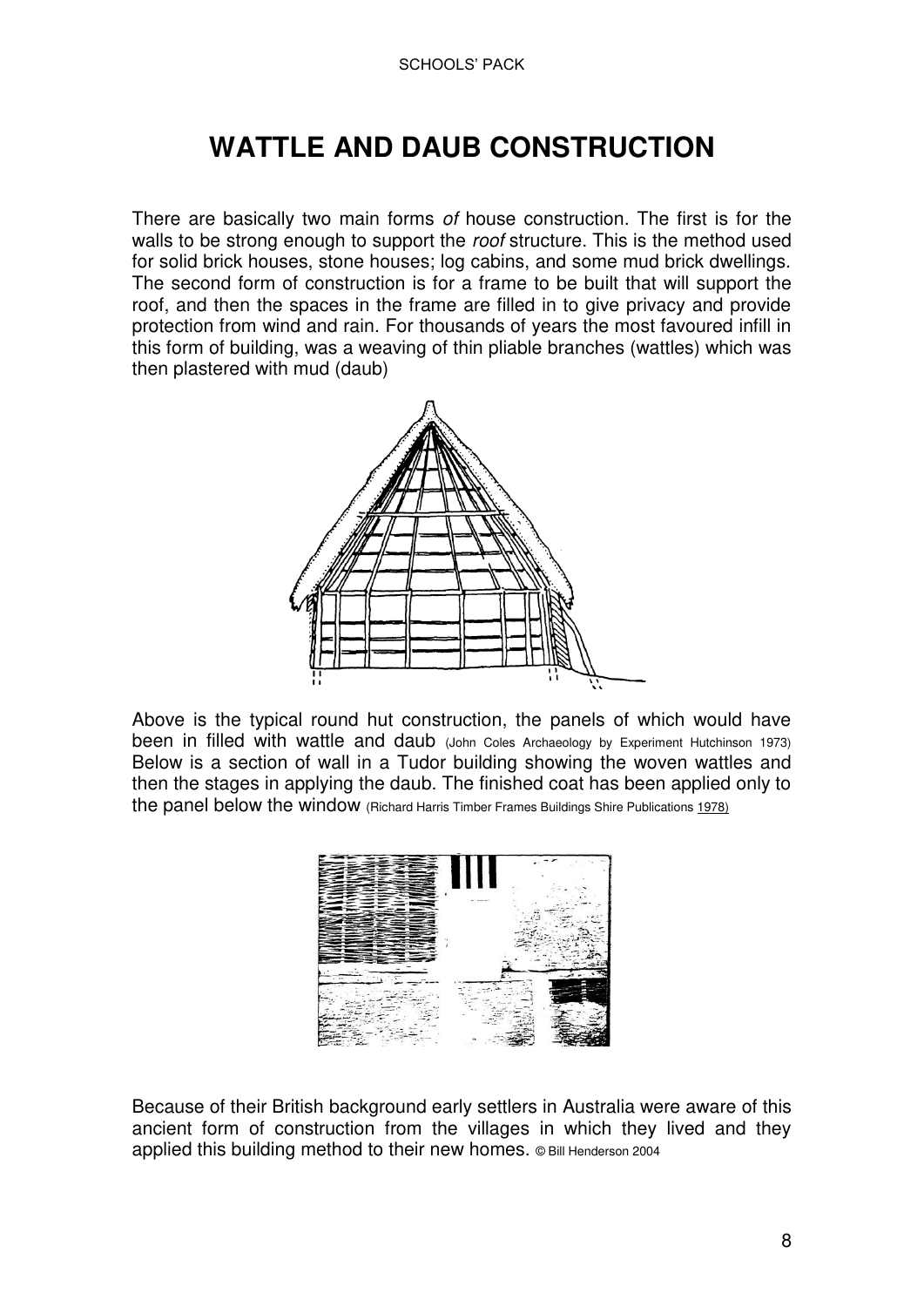# WATTLE AND DAUB CONSTRUCTION

There are basically two main forms *of* house construction. The first is for the walls to be strong enough to support the *roof* structure. This is the method used for solid brick houses, stone houses; log cabins, and some mud brick dwellings. The second form of construction is for a frame to be built that will support the roof, and then the spaces in the frame are filled in to give privacy and provide protection from wind and rain. For thousands of years the most favoured infill in this form of building, was a weaving of thin pliable branches (wattles) which was then plastered with mud (daub)

Above is the typical round hut construction, the panels of which would have been in filled with wattle and daub (John Coles Archaeology by Experiment Hutchinson 1973) Below is a section of wall in a Tudor building showing the woven wattles and then the stages in applying the daub. The finished coat has been applied only to the panel below the window (Richard Harris Timber Frames Buildings Shire Publications 1978)

Because of their British background early settlers in Australia were aware of this ancient form of construction from the villages in which they lived and they applied this building method to their new homes. © Bill Henderson 2004